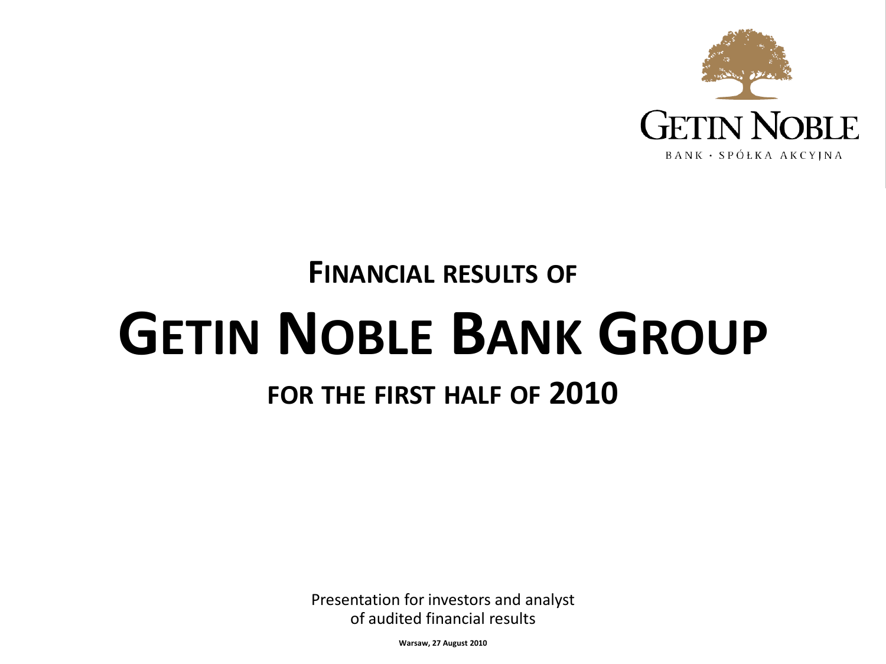GETIN NOBLE

BANK · SPÓŁKA AKCYJNA

## FINANCIAL RESULTS OF

# GETIN NOBLE BANK GROUP

## FOR THE FIRST HALF OF 2010

Presentation for investors and analyst
of audited financial results

**Warsaw, 27 August 2010**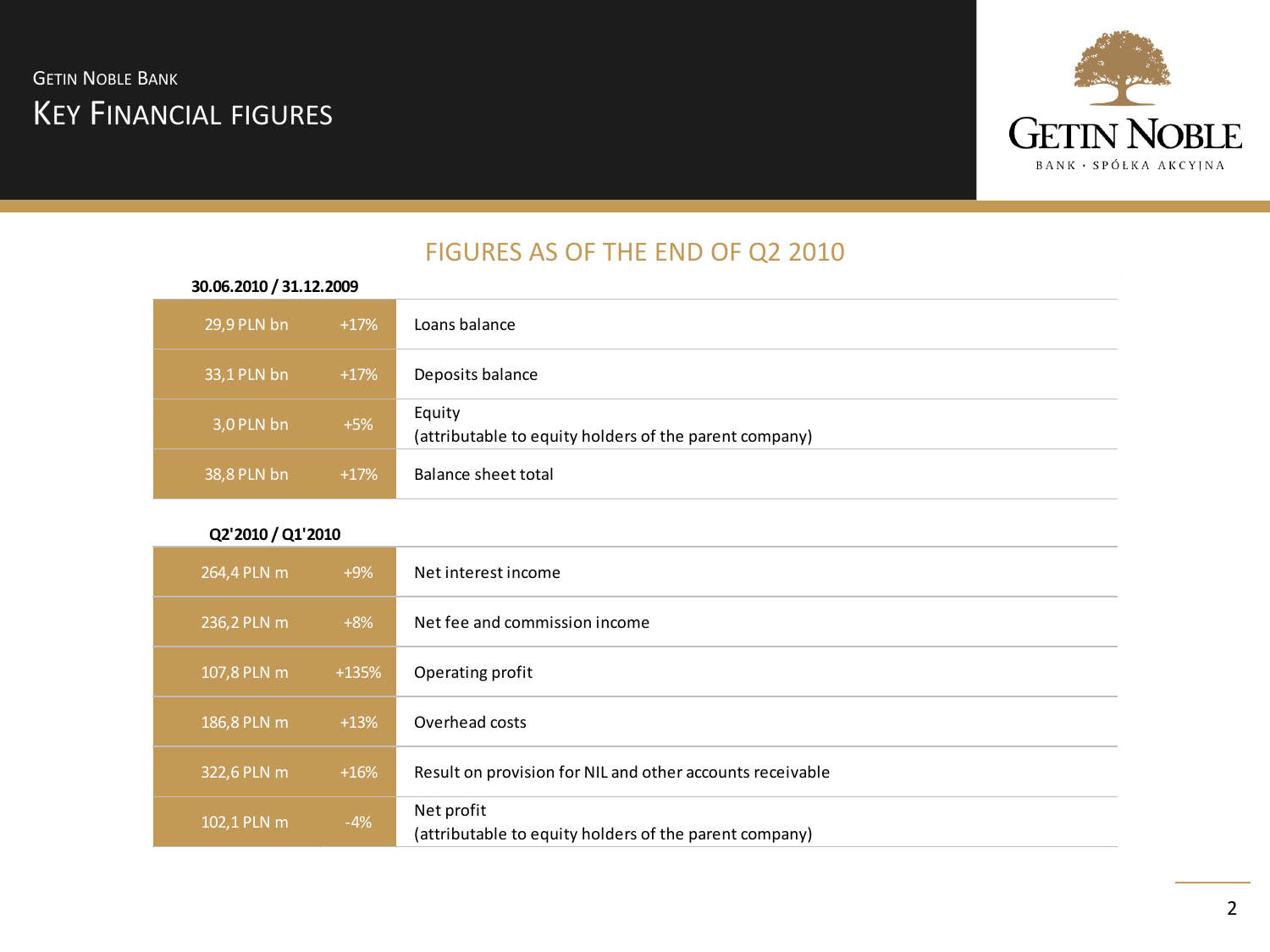# Getin Noble Bank

## Key Financial Figures

### FIGURES AS OF THE END OF Q2 2010

**30.06.2010 / 31.12.2009**

| Value | Change | Item |
|---|---|---|
| 29,9 PLN bn | +17% | Loans balance |
| 33,1 PLN bn | +17% | Deposits balance |
| 3,0 PLN bn | +5% | Equity (attributable to equity holders of the parent company) |
| 38,8 PLN bn | +17% | Balance sheet total |

**Q2'2010 / Q1'2010**

| Value | Change | Item |
|---|---|---|
| 264,4 PLN m | +9% | Net interest income |
| 236,2 PLN m | +8% | Net fee and commission income |
| 107,8 PLN m | +135% | Operating profit |
| 186,8 PLN m | +13% | Overhead costs |
| 322,6 PLN m | +16% | Result on provision for NIL and other accounts receivable |
| 102,1 PLN m | -4% | Net profit (attributable to equity holders of the parent company) |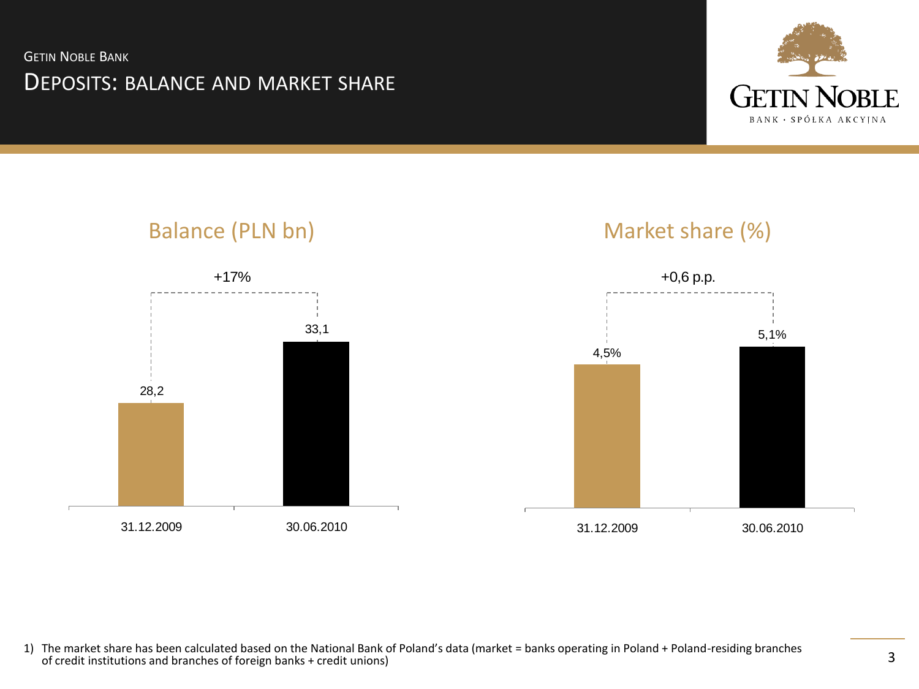GETIN NOBLE BANK

# DEPOSITS: BALANCE AND MARKET SHARE

## Balance (PLN bn)

+17%

| 31.12.2009 | 30.06.2010 |
| --- | --- |
| 28,2 | 33,1 |

## Market share (%)

+0,6 p.p.

| 31.12.2009 | 30.06.2010 |
| --- | --- |
| 4,5% | 5,1% |

1) The market share has been calculated based on the National Bank of Poland's data (market = banks operating in Poland + Poland-residing branches of credit institutions and branches of foreign banks + credit unions)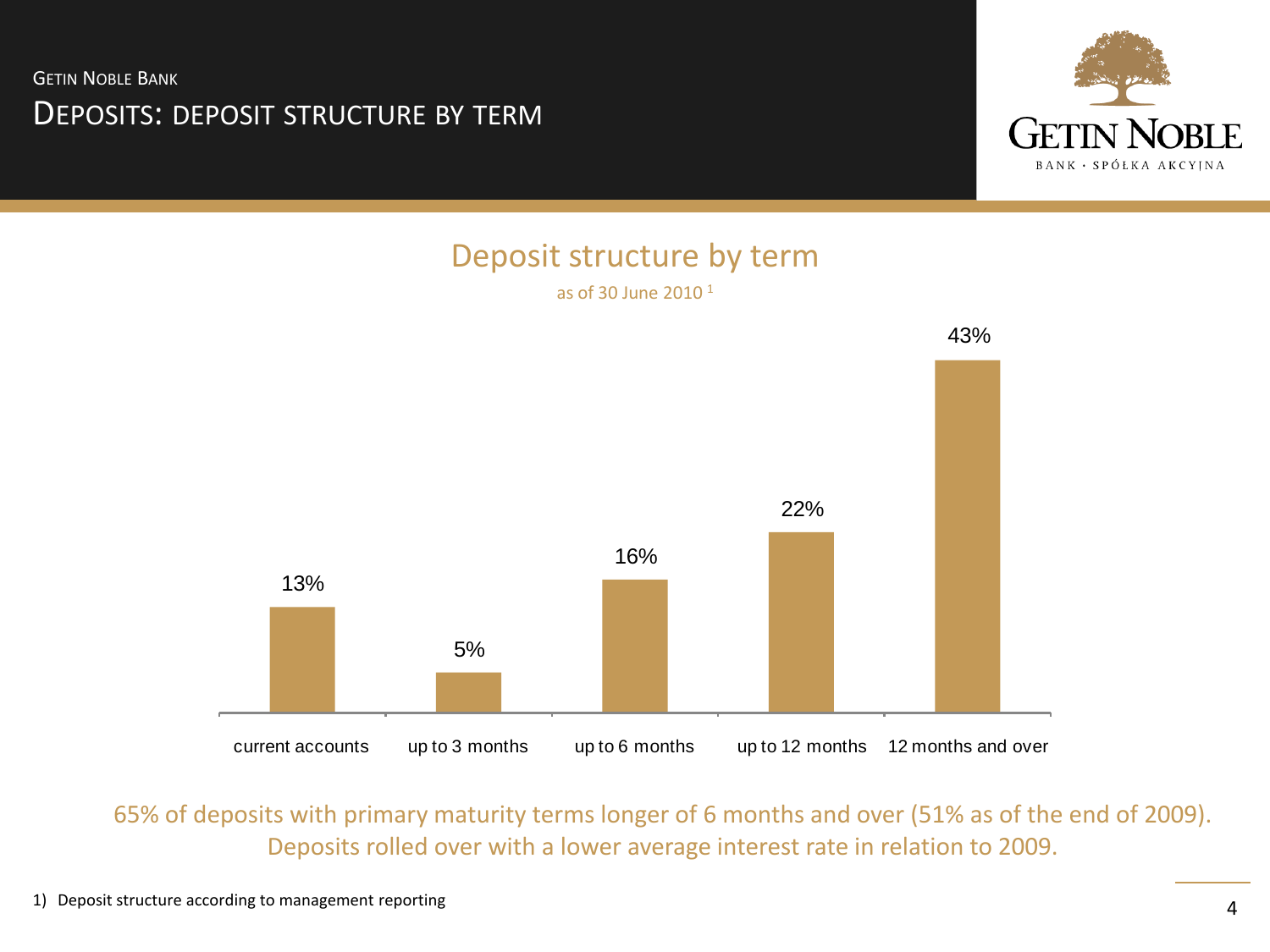GETIN NOBLE BANK

# DEPOSITS: DEPOSIT STRUCTURE BY TERM

## Deposit structure by term

as of 30 June 2010 [1]

| current accounts | up to 3 months | up to 6 months | up to 12 months | 12 months and over |
|---|---|---|---|---|
| 13% | 5% | 16% | 22% | 43% |

65% of deposits with primary maturity terms longer of 6 months and over (51% as of the end of 2009). Deposits rolled over with a lower average interest rate in relation to 2009.

1) Deposit structure according to management reporting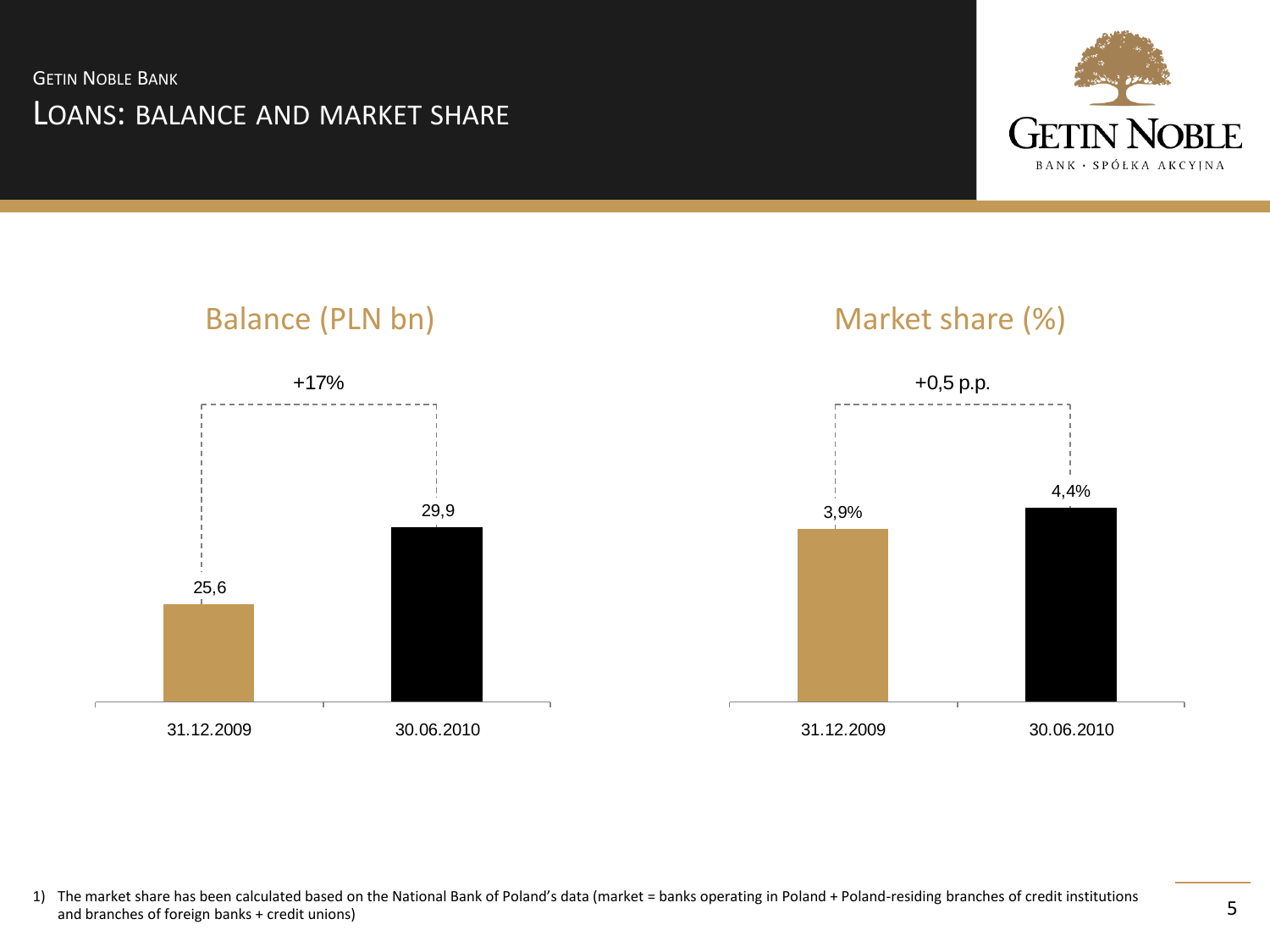Getin Noble Bank

# Loans: balance and market share

## Balance (PLN bn)

+17%

| Date | Balance |
| --- | --- |
| 31.12.2009 | 25,6 |
| 30.06.2010 | 29,9 |

## Market share (%)

+0,5 p.p.

| Date | Market share |
| --- | --- |
| 31.12.2009 | 3,9% |
| 30.06.2010 | 4,4% |

1) The market share has been calculated based on the National Bank of Poland's data (market = banks operating in Poland + Poland-residing branches of credit institutions and branches of foreign banks + credit unions)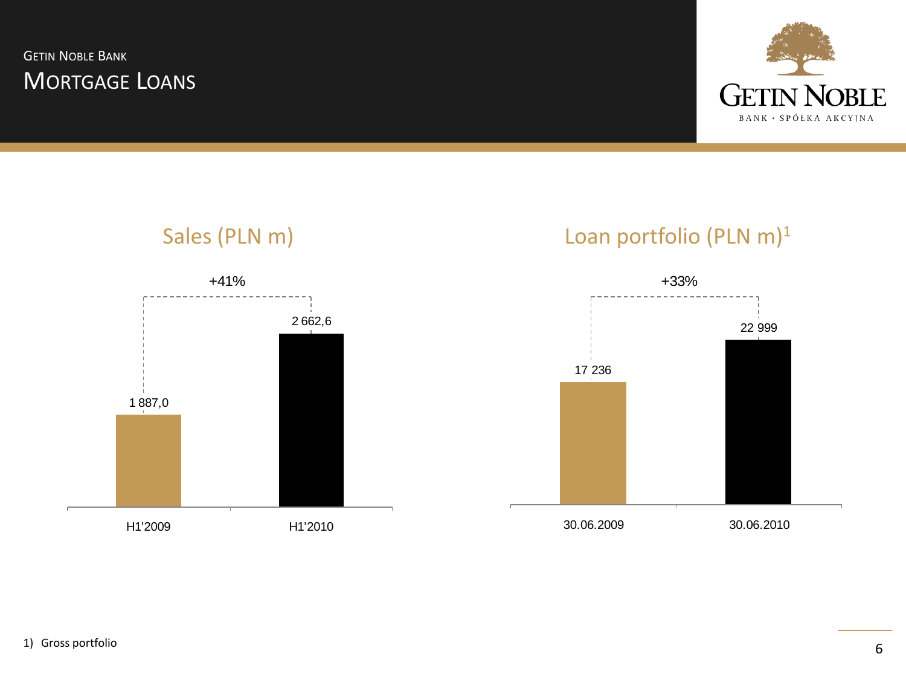GETIN NOBLE BANK

# MORTGAGE LOANS

## Sales (PLN m)

| | H1'2009 | H1'2010 |
|---|---|---|
| Sales | 1 887,0 | 2 662,6 |

+41%

## Loan portfolio (PLN m)[1]

| | 30.06.2009 | 30.06.2010 |
|---|---|---|
| Loan portfolio | 17 236 | 22 999 |

+33%

1) Gross portfolio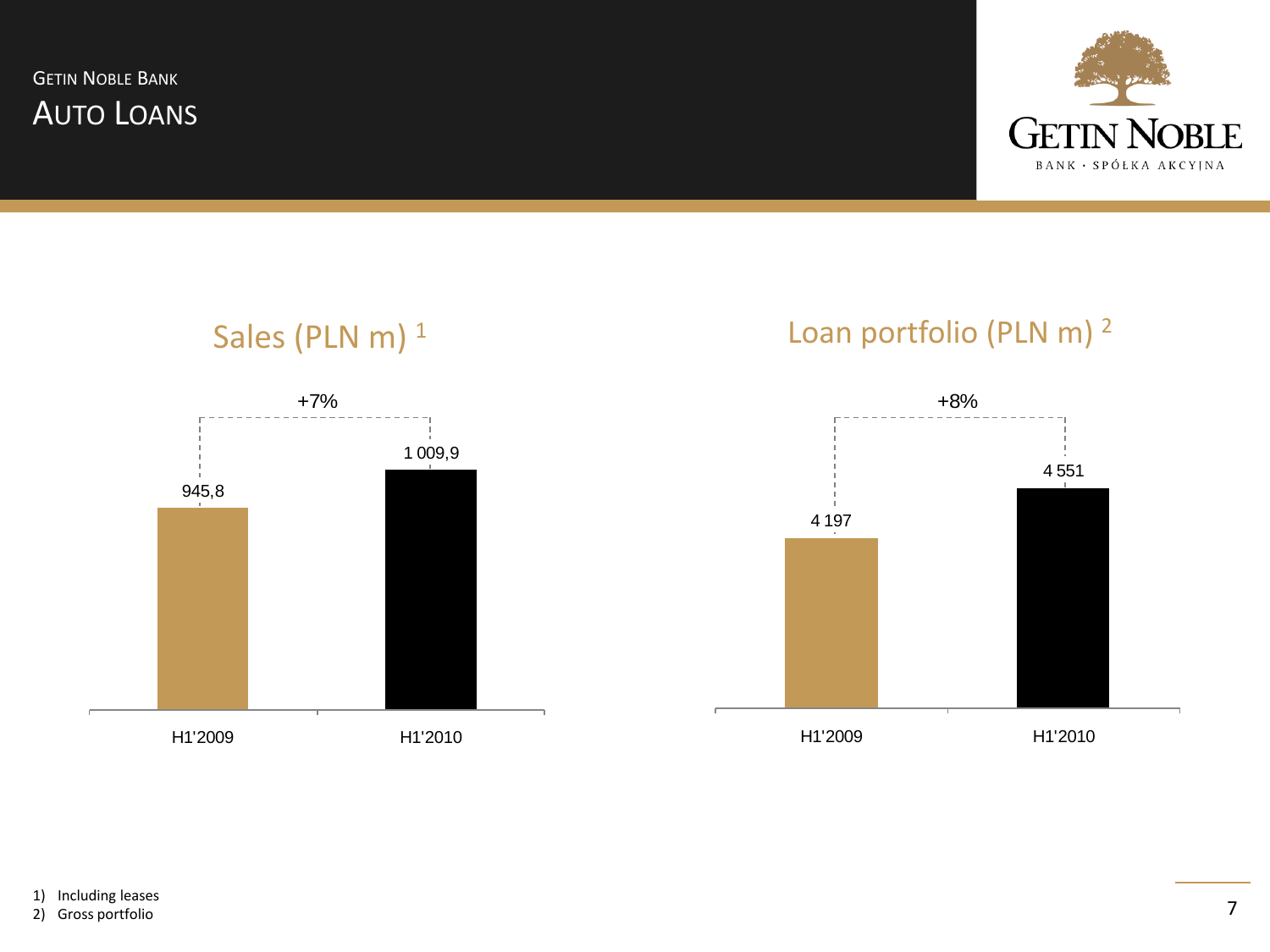GETIN NOBLE BANK

# AUTO LOANS

## Sales (PLN m) [1]

| | H1'2009 | H1'2010 |
|---|---|---|
| Sales (PLN m) | 945,8 | 1 009,9 |

+7%

## Loan portfolio (PLN m) [2]

| | H1'2009 | H1'2010 |
|---|---|---|
| Loan portfolio (PLN m) | 4 197 | 4 551 |

+8%

1) Including leases
2) Gross portfolio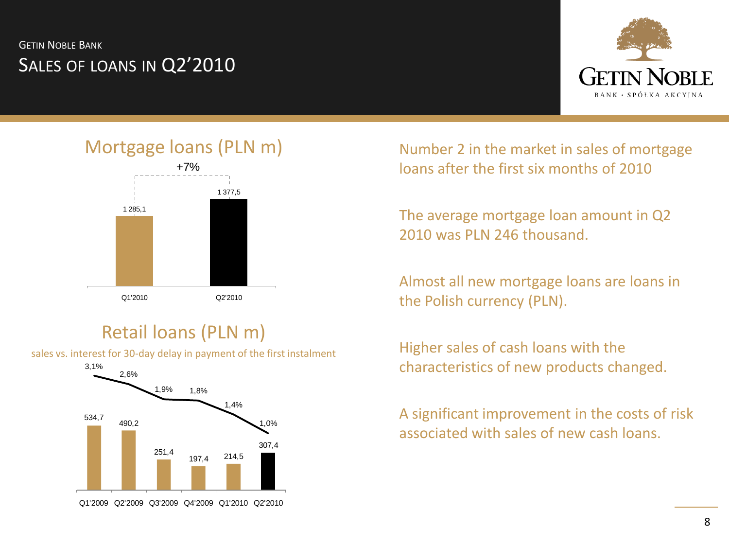GETIN NOBLE BANK

# SALES OF LOANS IN Q2'2010

## Mortgage loans (PLN m)

| | Q1'2010 | Q2'2010 |
|---|---|---|
| Mortgage loans | 1 285,1 | 1 377,5 |

+7%

## Retail loans (PLN m)

sales vs. interest for 30-day delay in payment of the first instalment

| | Q1'2009 | Q2'2009 | Q3'2009 | Q4'2009 | Q1'2010 | Q2'2010 |
|---|---|---|---|---|---|---|
| Sales | 534,7 | 490,2 | 251,4 | 197,4 | 214,5 | 307,4 |
| 30-day delay | 3,1% | 2,6% | 1,9% | 1,8% | 1,4% | 1,0% |

Number 2 in the market in sales of mortgage loans after the first six months of 2010

The average mortgage loan amount in Q2 2010 was PLN 246 thousand.

Almost all new mortgage loans are loans in the Polish currency (PLN).

Higher sales of cash loans with the characteristics of new products changed.

A significant improvement in the costs of risk associated with sales of new cash loans.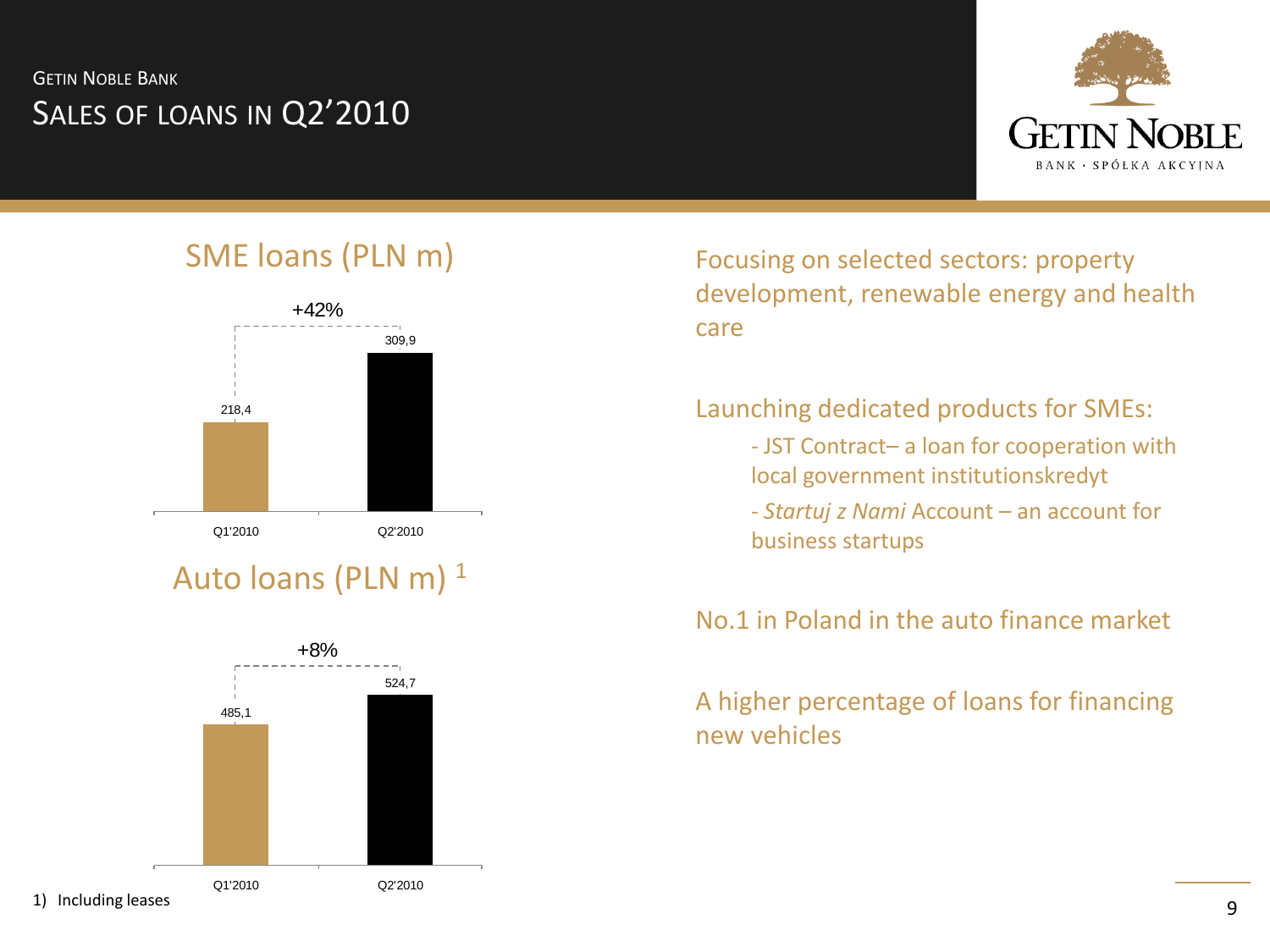Getin Noble Bank

# Sales of loans in Q2'2010

## SME loans (PLN m)

| | Q1'2010 | Q2'2010 |
|---|---|---|
| SME loans | 218,4 | 309,9 |

+42%

## Auto loans (PLN m) [1]

| | Q1'2010 | Q2'2010 |
|---|---|---|
| Auto loans | 485,1 | 524,7 |

+8%

Focusing on selected sectors: property development, renewable energy and health care

Launching dedicated products for SMEs:

- JST Contract– a loan for cooperation with local government institutionskredyt
- *Startuj z Nami* Account – an account for business startups

No.1 in Poland in the auto finance market

A higher percentage of loans for financing new vehicles

1) Including leases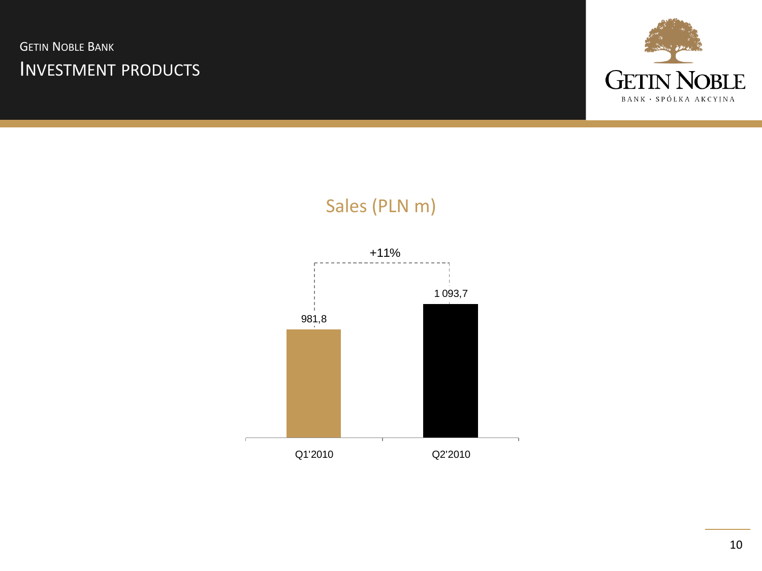Getin Noble Bank

# Investment products

## Sales (PLN m)

| | Q1'2010 | Q2'2010 |
|---|---|---|
| Sales | 981,8 | 1 093,7 |

+11%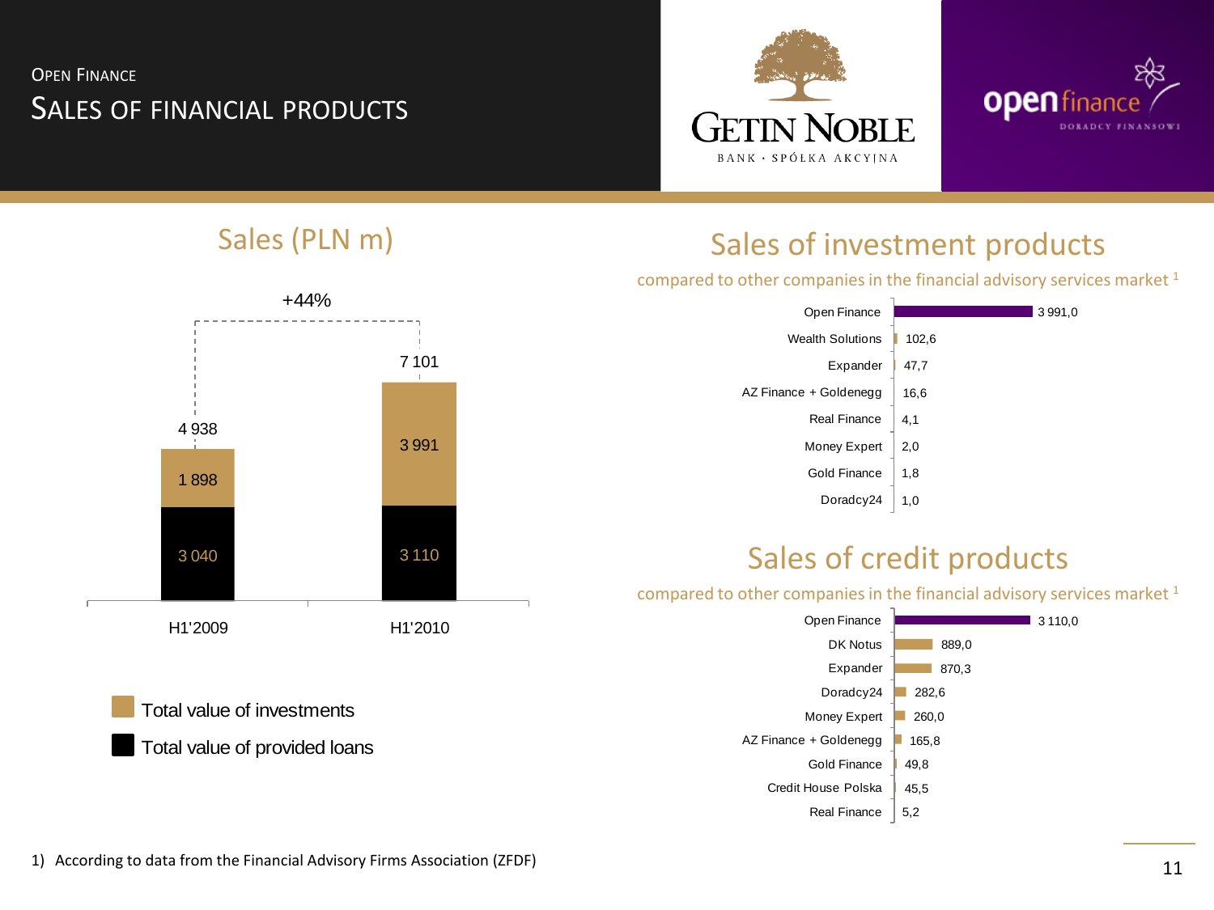# Open Finance
## Sales of financial products

GETIN NOBLE BANK · SPÓŁKA AKCYJNA

open finance DORADCY FINANSOWI

### Sales (PLN m)

| | H1'2009 | H1'2010 |
|---|---|---|
| Total value of investments | 1 898 | 3 991 |
| Total value of provided loans | 3 040 | 3 110 |
| Total | 4 938 | 7 101 |

+44%

### Sales of investment products

compared to other companies in the financial advisory services market [1]

| Company | Value |
|---|---|
| Open Finance | 3 991,0 |
| Wealth Solutions | 102,6 |
| Expander | 47,7 |
| AZ Finance + Goldenegg | 16,6 |
| Real Finance | 4,1 |
| Money Expert | 2,0 |
| Gold Finance | 1,8 |
| Doradcy24 | 1,0 |

### Sales of credit products

compared to other companies in the financial advisory services market [1]

| Company | Value |
|---|---|
| Open Finance | 3 110,0 |
| DK Notus | 889,0 |
| Expander | 870,3 |
| Doradcy24 | 282,6 |
| Money Expert | 260,0 |
| AZ Finance + Goldenegg | 165,8 |
| Gold Finance | 49,8 |
| Credit House Polska | 45,5 |
| Real Finance | 5,2 |

1) According to data from the Financial Advisory Firms Association (ZFDF)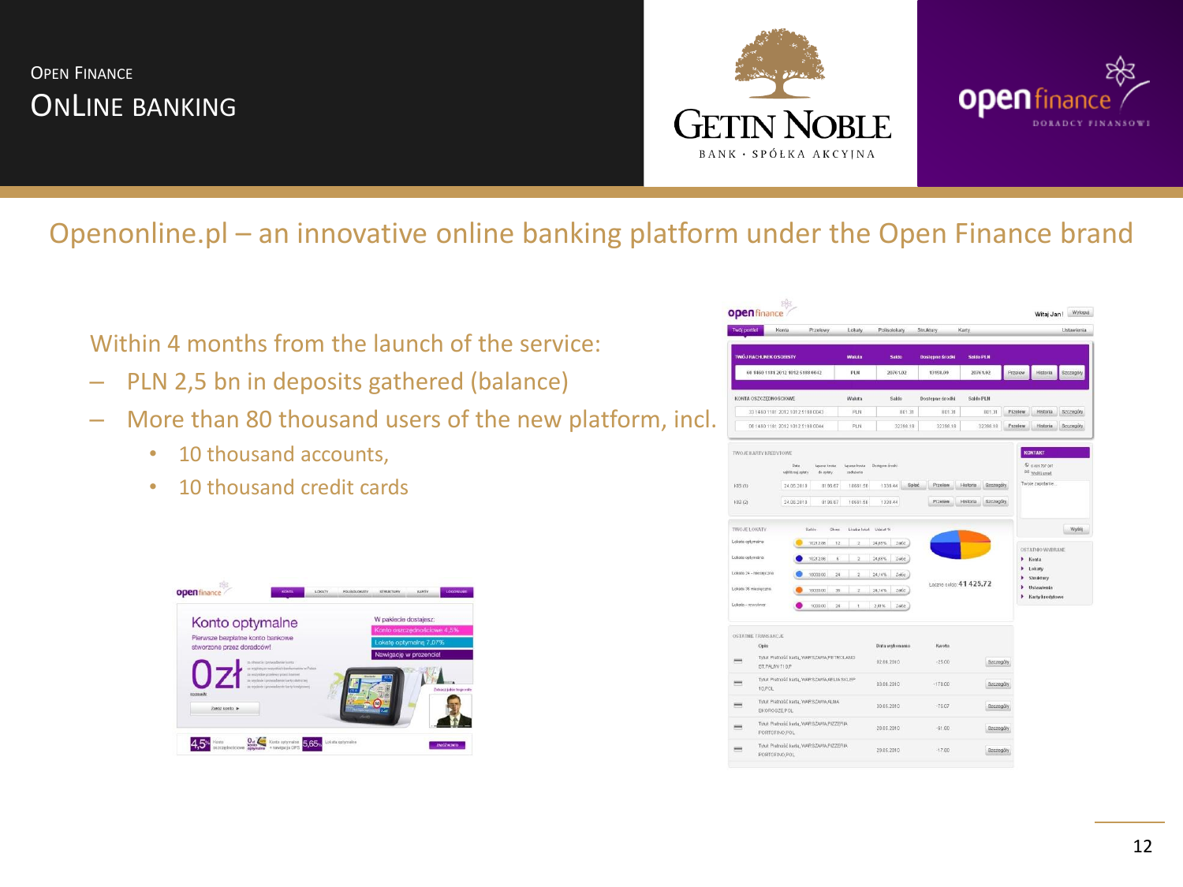# Openonline.pl – an innovative online banking platform under the Open Finance brand

Within 4 months from the launch of the service:

- PLN 2,5 bn in deposits gathered (balance)
- More than 80 thousand users of the new platform, incl.
  - 10 thousand accounts,
  - 10 thousand credit cards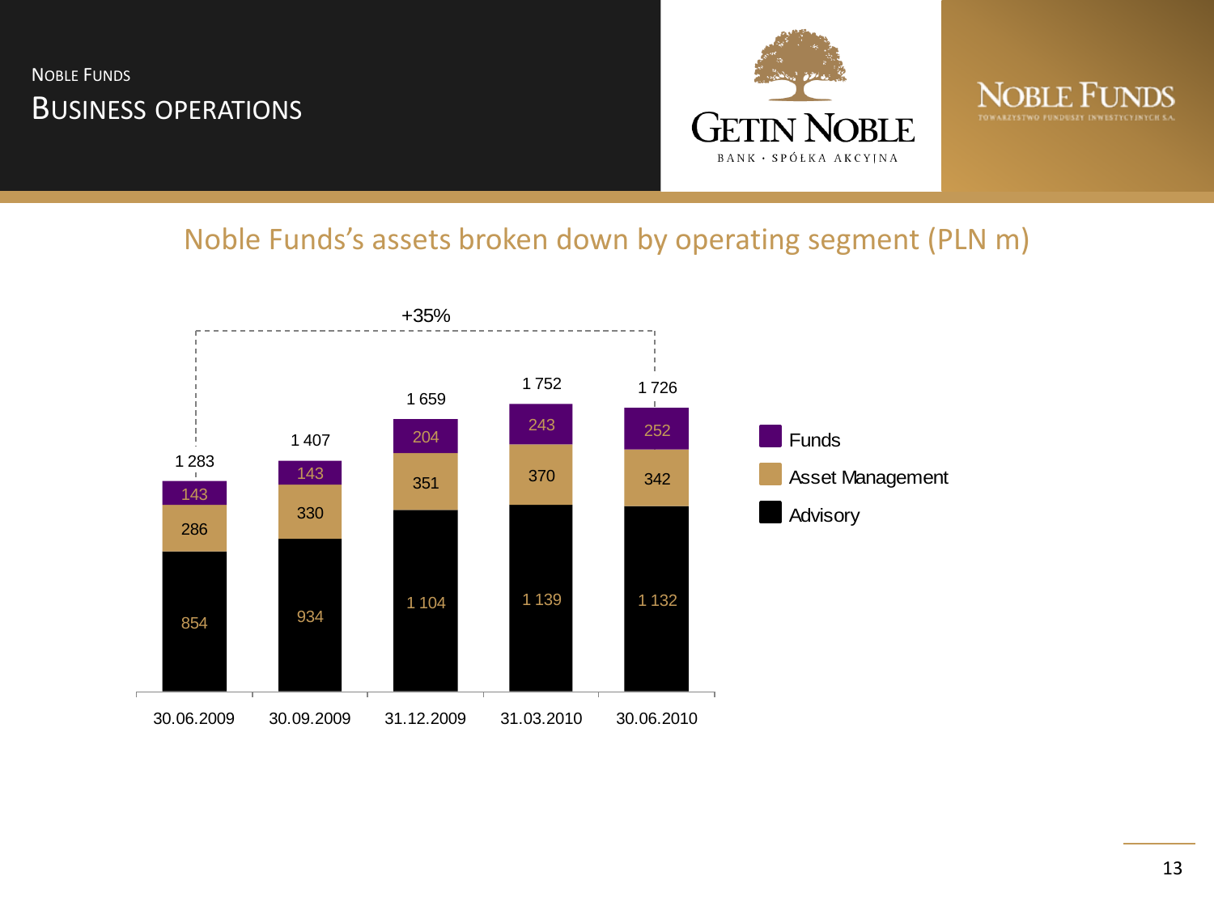# Noble Funds
## Business operations

### Noble Funds's assets broken down by operating segment (PLN m)

| | 30.06.2009 | 30.09.2009 | 31.12.2009 | 31.03.2010 | 30.06.2010 |
|---|---|---|---|---|---|
| Funds | 143 | 143 | 204 | 243 | 252 |
| Asset Management | 286 | 330 | 351 | 370 | 342 |
| Advisory | 854 | 934 | 1 104 | 1 139 | 1 132 |
| Total | 1 283 | 1 407 | 1 659 | 1 752 | 1 726 |

+35% (30.06.2009 – 30.06.2010)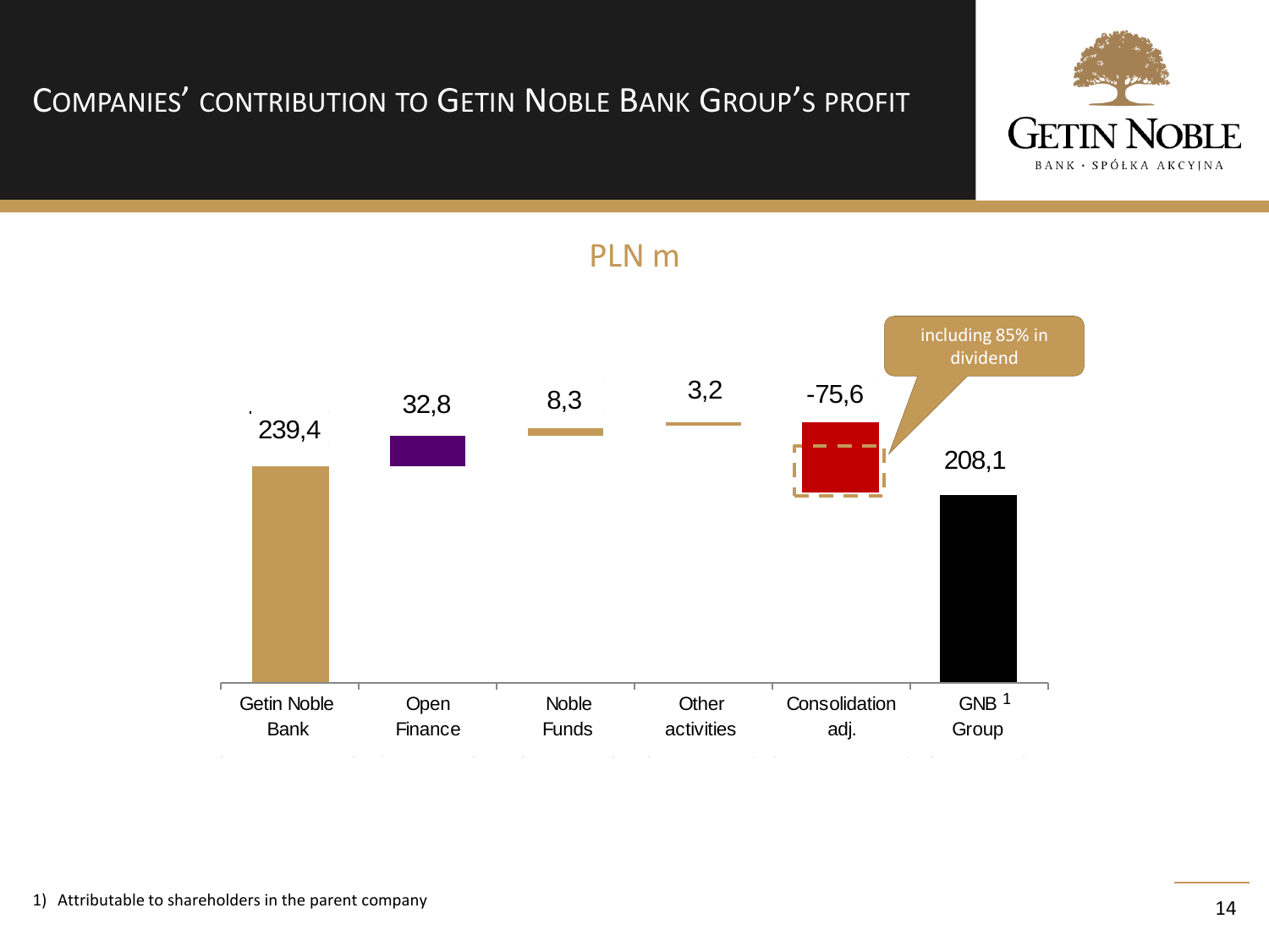# COMPANIES' CONTRIBUTION TO GETIN NOBLE BANK GROUP'S PROFIT

PLN m

| Getin Noble Bank | Open Finance | Noble Funds | Other activities | Consolidation adj. | GNB Group[1] |
|---|---|---|---|---|---|
| 239,4 | 32,8 | 8,3 | 3,2 | -75,6 | 208,1 |

including 85% in dividend

1) Attributable to shareholders in the parent company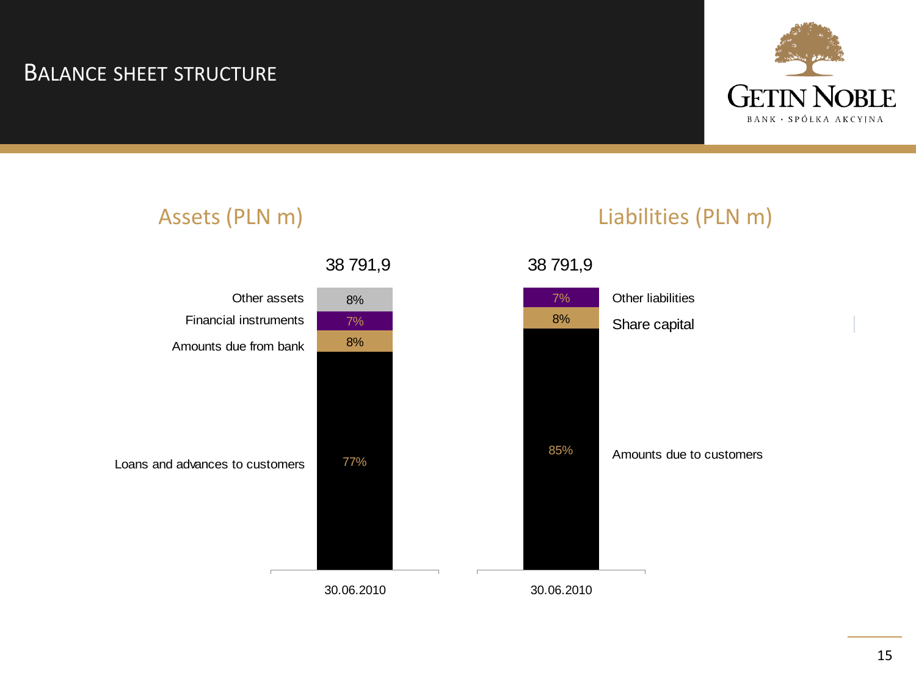# Balance sheet structure

## Assets (PLN m)

Total: 38 791,9 (30.06.2010)

| Item | 30.06.2010 |
|---|---|
| Other assets | 8% |
| Financial instruments | 7% |
| Amounts due from bank | 8% |
| Loans and advances to customers | 77% |

## Liabilities (PLN m)

Total: 38 791,9 (30.06.2010)

| Item | 30.06.2010 |
|---|---|
| Other liabilities | 7% |
| Share capital | 8% |
| Amounts due to customers | 85% |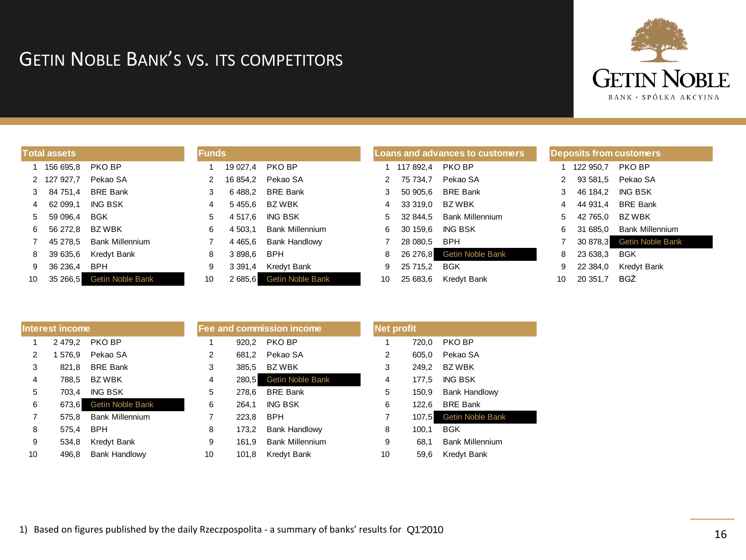# Getin Noble Bank's vs. its competitors

GETIN NOBLE BANK · SPÓŁKA AKCYJNA

| Total assets | | |
|---|---|---|
| 1 | 156 695,8 | PKO BP |
| 2 | 127 927,7 | Pekao SA |
| 3 | 84 751,4 | BRE Bank |
| 4 | 62 099,1 | ING BSK |
| 5 | 59 096,4 | BGK |
| 6 | 56 272,8 | BZ WBK |
| 7 | 45 278,5 | Bank Millennium |
| 8 | 39 635,6 | Kredyt Bank |
| 9 | 36 236,4 | BPH |
| 10 | 35 266,5 | Getin Noble Bank |

| Funds | | |
|---|---|---|
| 1 | 19 027,4 | PKO BP |
| 2 | 16 854,2 | Pekao SA |
| 3 | 6 488,2 | BRE Bank |
| 4 | 5 455,6 | BZ WBK |
| 5 | 4 517,6 | ING BSK |
| 6 | 4 503,1 | Bank Millennium |
| 7 | 4 465,6 | Bank Handlowy |
| 8 | 3 898,6 | BPH |
| 9 | 3 391,4 | Kredyt Bank |
| 10 | 2 685,6 | Getin Noble Bank |

| Loans and advances to customers | | |
|---|---|---|
| 1 | 117 892,4 | PKO BP |
| 2 | 75 734,7 | Pekao SA |
| 3 | 50 905,6 | BRE Bank |
| 4 | 33 319,0 | BZ WBK |
| 5 | 32 844,5 | Bank Millennium |
| 6 | 30 159,6 | ING BSK |
| 7 | 28 080,5 | BPH |
| 8 | 26 276,8 | Getin Noble Bank |
| 9 | 25 715,2 | BGK |
| 10 | 25 683,6 | Kredyt Bank |

| Deposits from customers | | |
|---|---|---|
| 1 | 122 950,7 | PKO BP |
| 2 | 93 581,5 | Pekao SA |
| 3 | 46 184,2 | ING BSK |
| 4 | 44 931,4 | BRE Bank |
| 5 | 42 765,0 | BZ WBK |
| 6 | 31 685,0 | Bank Millennium |
| 7 | 30 878,3 | Getin Noble Bank |
| 8 | 23 638,3 | BGK |
| 9 | 22 384,0 | Kredyt Bank |
| 10 | 20 351,7 | BGŻ |

| Interest income | | |
|---|---|---|
| 1 | 2 479,2 | PKO BP |
| 2 | 1 576,9 | Pekao SA |
| 3 | 821,8 | BRE Bank |
| 4 | 788,5 | BZ WBK |
| 5 | 703,4 | ING BSK |
| 6 | 673,6 | Getin Noble Bank |
| 7 | 575,8 | Bank Millennium |
| 8 | 575,4 | BPH |
| 9 | 534,8 | Kredyt Bank |
| 10 | 496,8 | Bank Handlowy |

| Fee and commission income | | |
|---|---|---|
| 1 | 920,2 | PKO BP |
| 2 | 681,2 | Pekao SA |
| 3 | 385,5 | BZ WBK |
| 4 | 280,5 | Getin Noble Bank |
| 5 | 278,6 | BRE Bank |
| 6 | 264,1 | ING BSK |
| 7 | 223,8 | BPH |
| 8 | 173,2 | Bank Handlowy |
| 9 | 161,9 | Bank Millennium |
| 10 | 101,8 | Kredyt Bank |

| Net profit | | |
|---|---|---|
| 1 | 720,0 | PKO BP |
| 2 | 605,0 | Pekao SA |
| 3 | 249,2 | BZ WBK |
| 4 | 177,5 | ING BSK |
| 5 | 150,9 | Bank Handlowy |
| 6 | 122,6 | BRE Bank |
| 7 | 107,5 | Getin Noble Bank |
| 8 | 100,1 | BGK |
| 9 | 68,1 | Bank Millennium |
| 10 | 59,6 | Kredyt Bank |

1) Based on figures published by the daily Rzeczpospolita - a summary of banks' results for Q1'2010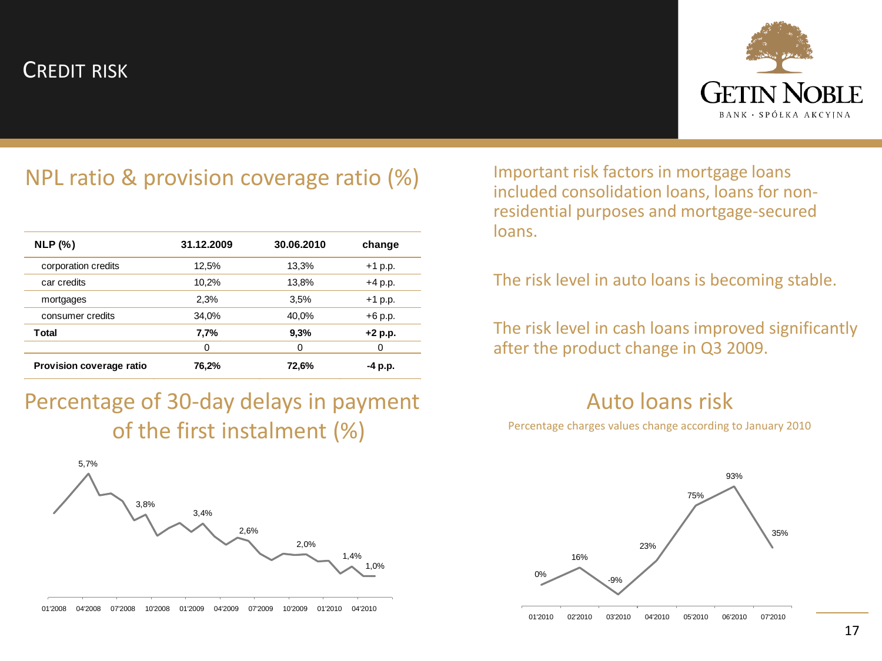# CREDIT RISK

## NPL ratio & provision coverage ratio (%)

| NLP (%) | 31.12.2009 | 30.06.2010 | change |
|---|---|---|---|
| corporation credits | 12,5% | 13,3% | +1 p.p. |
| car credits | 10,2% | 13,8% | +4 p.p. |
| mortgages | 2,3% | 3,5% | +1 p.p. |
| consumer credits | 34,0% | 40,0% | +6 p.p. |
| **Total** | **7,7%** | **9,3%** | **+2 p.p.** |
| | 0 | 0 | 0 |
| **Provision coverage ratio** | **76,2%** | **72,6%** | **-4 p.p.** |

Important risk factors in mortgage loans included consolidation loans, loans for non-residential purposes and mortgage-secured loans.

The risk level in auto loans is becoming stable.

The risk level in cash loans improved significantly after the product change in Q3 2009.

## Percentage of 30-day delays in payment of the first instalment (%)

5,7% · 3,8% · 3,4% · 2,6% · 2,0% · 1,4% · 1,0%

01'2008 · 04'2008 · 07'2008 · 10'2008 · 01'2009 · 04'2009 · 07'2009 · 10'2009 · 01'2010 · 04'2010

## Auto loans risk

Percentage charges values change according to January 2010

| 01'2010 | 02'2010 | 03'2010 | 04'2010 | 05'2010 | 06'2010 | 07'2010 |
|---|---|---|---|---|---|---|
| 0% | 16% | -9% | 23% | 75% | 93% | 35% |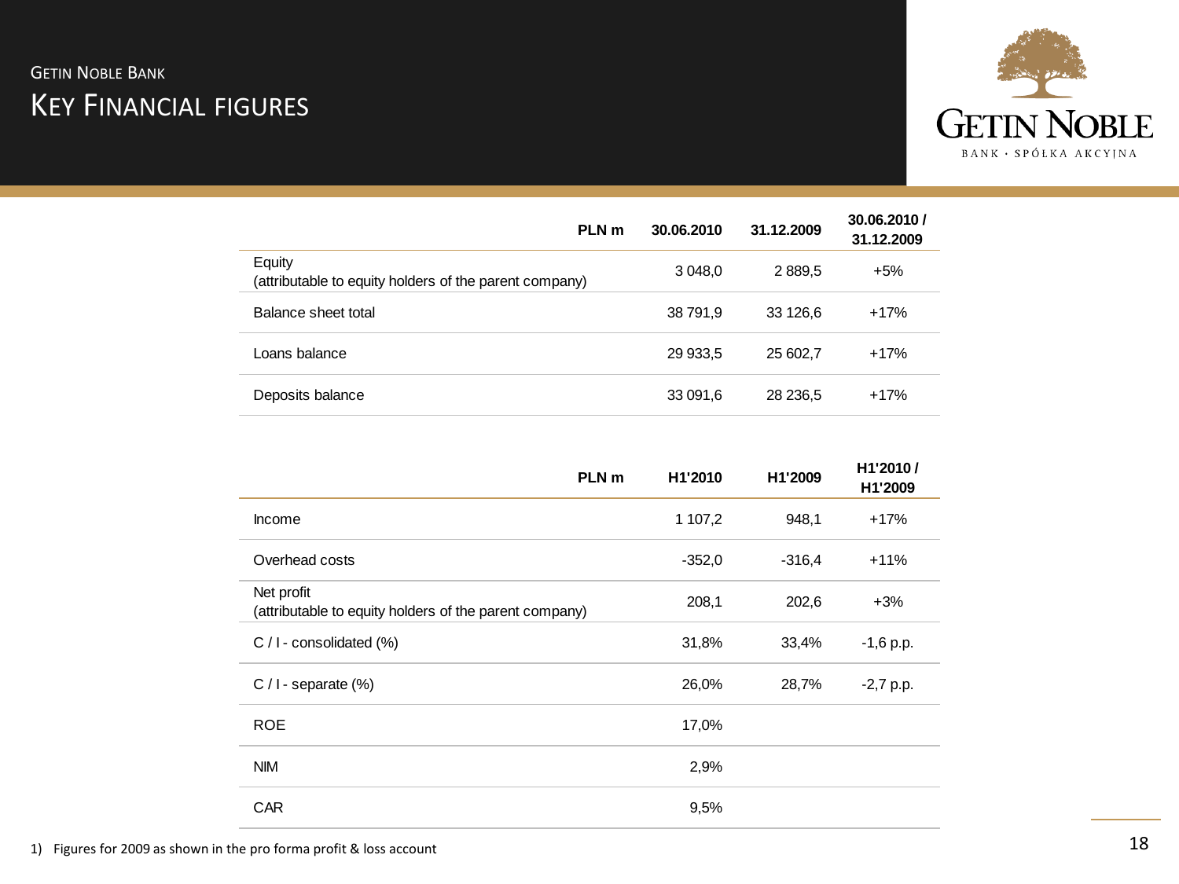## Getin Noble Bank

# Key Financial Figures

| PLN m | 30.06.2010 | 31.12.2009 | 30.06.2010 / 31.12.2009 |
|---|---|---|---|
| Equity (attributable to equity holders of the parent company) | 3 048,0 | 2 889,5 | +5% |
| Balance sheet total | 38 791,9 | 33 126,6 | +17% |
| Loans balance | 29 933,5 | 25 602,7 | +17% |
| Deposits balance | 33 091,6 | 28 236,5 | +17% |

| PLN m | H1'2010 | H1'2009 | H1'2010 / H1'2009 |
|---|---|---|---|
| Income | 1 107,2 | 948,1 | +17% |
| Overhead costs | -352,0 | -316,4 | +11% |
| Net profit (attributable to equity holders of the parent company) | 208,1 | 202,6 | +3% |
| C / I - consolidated (%) | 31,8% | 33,4% | -1,6 p.p. |
| C / I - separate (%) | 26,0% | 28,7% | -2,7 p.p. |
| ROE | 17,0% | | |
| NIM | 2,9% | | |
| CAR | 9,5% | | |

1) Figures for 2009 as shown in the pro forma profit & loss account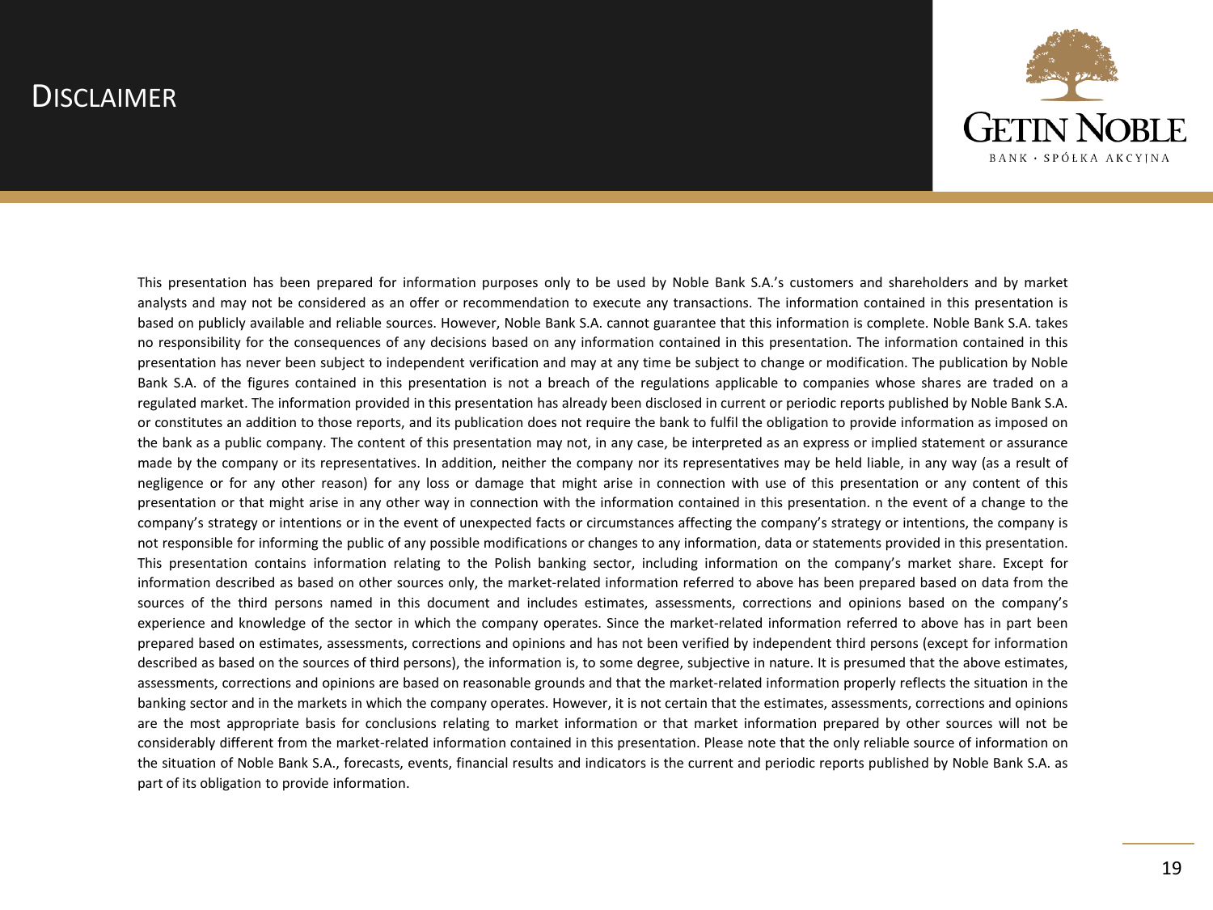# Disclaimer

This presentation has been prepared for information purposes only to be used by Noble Bank S.A.'s customers and shareholders and by market analysts and may not be considered as an offer or recommendation to execute any transactions. The information contained in this presentation is based on publicly available and reliable sources. However, Noble Bank S.A. cannot guarantee that this information is complete. Noble Bank S.A. takes no responsibility for the consequences of any decisions based on any information contained in this presentation. The information contained in this presentation has never been subject to independent verification and may at any time be subject to change or modification. The publication by Noble Bank S.A. of the figures contained in this presentation is not a breach of the regulations applicable to companies whose shares are traded on a regulated market. The information provided in this presentation has already been disclosed in current or periodic reports published by Noble Bank S.A. or constitutes an addition to those reports, and its publication does not require the bank to fulfil the obligation to provide information as imposed on the bank as a public company. The content of this presentation may not, in any case, be interpreted as an express or implied statement or assurance made by the company or its representatives. In addition, neither the company nor its representatives may be held liable, in any way (as a result of negligence or for any other reason) for any loss or damage that might arise in connection with use of this presentation or any content of this presentation or that might arise in any other way in connection with the information contained in this presentation. n the event of a change to the company's strategy or intentions or in the event of unexpected facts or circumstances affecting the company's strategy or intentions, the company is not responsible for informing the public of any possible modifications or changes to any information, data or statements provided in this presentation. This presentation contains information relating to the Polish banking sector, including information on the company's market share. Except for information described as based on other sources only, the market-related information referred to above has been prepared based on data from the sources of the third persons named in this document and includes estimates, assessments, corrections and opinions based on the company's experience and knowledge of the sector in which the company operates. Since the market-related information referred to above has in part been prepared based on estimates, assessments, corrections and opinions and has not been verified by independent third persons (except for information described as based on the sources of third persons), the information is, to some degree, subjective in nature. It is presumed that the above estimates, assessments, corrections and opinions are based on reasonable grounds and that the market-related information properly reflects the situation in the banking sector and in the markets in which the company operates. However, it is not certain that the estimates, assessments, corrections and opinions are the most appropriate basis for conclusions relating to market information or that market information prepared by other sources will not be considerably different from the market-related information contained in this presentation. Please note that the only reliable source of information on the situation of Noble Bank S.A., forecasts, events, financial results and indicators is the current and periodic reports published by Noble Bank S.A. as part of its obligation to provide information.